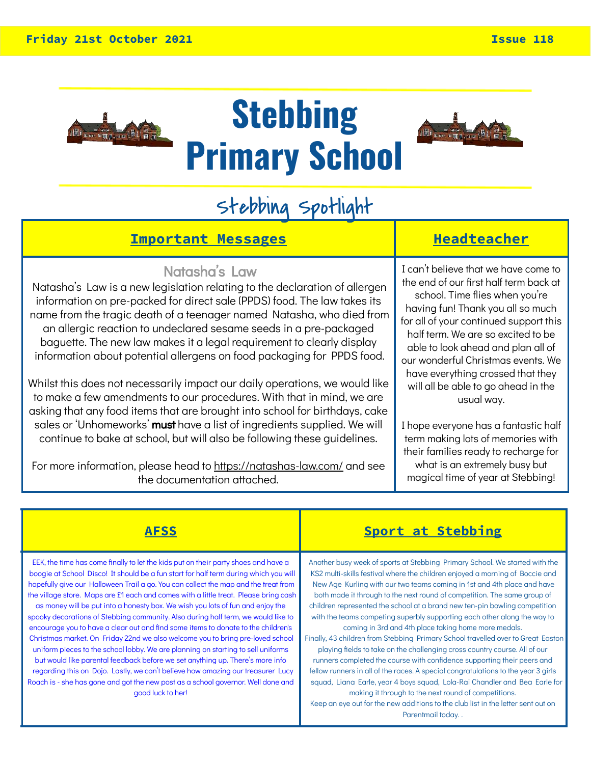Friday 21st October 2021 | Issue 118

# Stebbing Primary School

## Stebbing Spotlight

## Important Messages

### Natasha's Law

Natasha's Law is a new legislation relating to the declaration of allergen information on pre-packed for direct sale (PPDS) food. The law takes its name from the tragic death of a teenager named Natasha, who died from an allergic reaction to undeclared sesame seeds in a pre-packaged baguette. The new law makes it a legal requirement to clearly display information about potential allergens on food packaging for PPDS food.

Whilst this does not necessarily impact our daily operations, we would like to make a few amendments to our procedures. With that in mind, we are asking that any food items that are brought into school for birthdays, cake sales or 'Unhomeworks' **must** have a list of ingredients supplied. We will continue to bake at school, but will also be following these guidelines.

For more information, please head to https://natashas-law.com/ and see the documentation attached.

## Headteacher

I can't believe that we have come to the end of our first half term back at school. Time flies when you're having fun! Thank you all so much for all of your continued support this half term. We are so excited to be able to look ahead and plan all of our wonderful Christmas events. We have everything crossed that they will all be able to go ahead in the usual way.

I hope everyone has a fantastic half term making lots of memories with their families ready to recharge for what is an extremely busy but magical time of year at Stebbing!

## AFSS

EEK, the time has come finally to let the kids put on their party shoes and have a boogie at School Disco! It should be a fun start for half term during which you will hopefully give our Halloween Trail a go. You can collect the map and the treat from the village store. Maps are £1 each and comes with a little treat. Please bring cash as money will be put into a honesty box. We wish you lots of fun and enjoy the spooky decorations of Stebbing community. Also during half term, we would like to encourage you to have a clear out and find some items to donate to the children's Christmas market. On Friday 22nd we also welcome you to bring pre-loved school uniform pieces to the school lobby. We are planning on starting to sell uniforms but would like parental feedback before we set anything up. There's more info regarding this on Dojo. Lastly, we can't believe how amazing our treasurer Lucy Roach is - she has gone and got the new post as a school governor. Well done and good luck to her!

## Sport at Stebbing

Another busy week of sports at Stebbing Primary School. We started with the KS2 multi-skills festival where the children enjoyed a morning of Boccie and New Age Kurling with our two teams coming in 1st and 4th place and have both made it through to the next round of competition. The same group of children represented the school at a brand new ten-pin bowling competition with the teams competing superbly supporting each other along the way to coming in 3rd and 4th place taking home more medals.

Finally, 43 children from Stebbing Primary School travelled over to Great Easton playing fields to take on the challenging cross country course. All of our runners completed the course with confidence supporting their peers and fellow runners in all of the races. A special congratulations to the year 3 girls squad, Liana Earle, year 4 boys squad, Lola-Rai Chandler and Bea Earle for making it through to the next round of competitions.

Keep an eye out for the new additions to the club list in the letter sent out on Parentmail today. .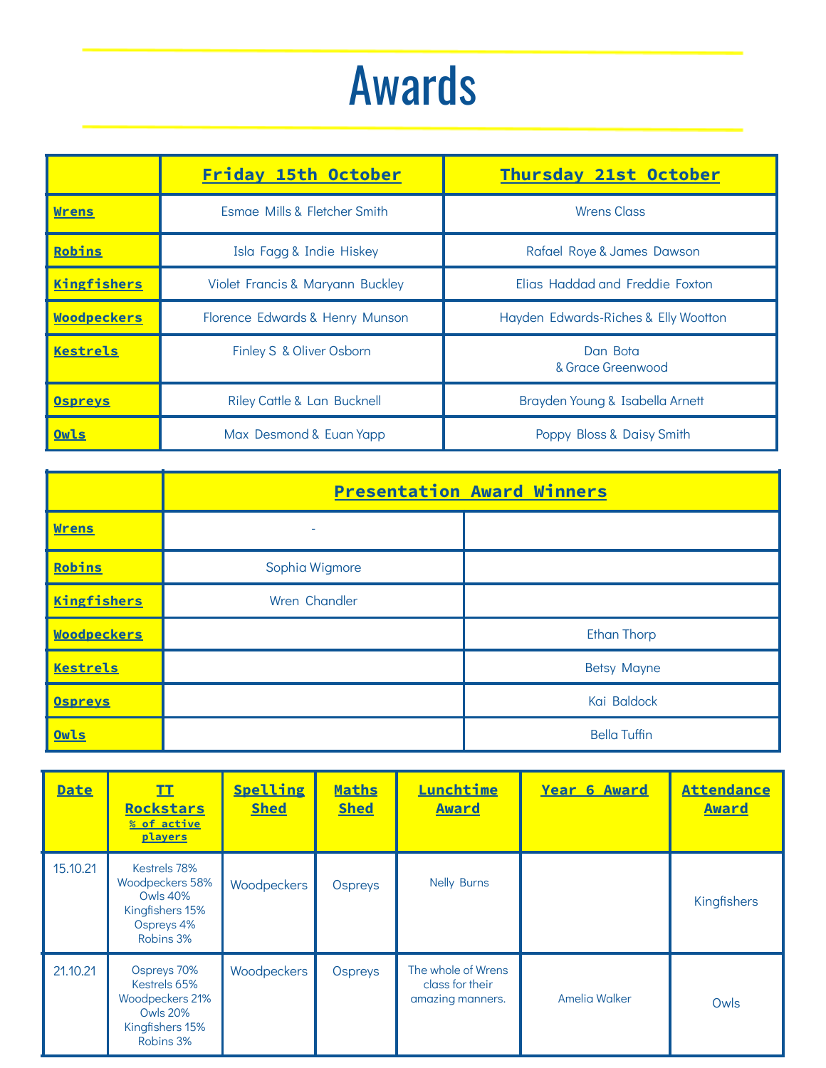# Awards

| | Friday 15th October | Thursday 21st October |
|---|---|---|
| Wrens | Esmae Mills & Fletcher Smith | Wrens Class |
| Robins | Isla Fagg & Indie Hiskey | Rafael Roye & James Dawson |
| Kingfishers | Violet Francis & Maryann Buckley | Elias Haddad and Freddie Foxton |
| Woodpeckers | Florence Edwards & Henry Munson | Hayden Edwards-Riches & Elly Wootton |
| Kestrels | Finley S & Oliver Osborn | Dan Bota & Grace Greenwood |
| Ospreys | Riley Cattle & Lan Bucknell | Brayden Young & Isabella Arnett |
| Owls | Max Desmond & Euan Yapp | Poppy Bloss & Daisy Smith |

| | Presentation Award Winners | |
|---|---|---|
| Wrens | - | |
| Robins | Sophia Wigmore | |
| Kingfishers | Wren Chandler | |
| Woodpeckers | | Ethan Thorp |
| Kestrels | | Betsy Mayne |
| Ospreys | | Kai Baldock |
| Owls | | Bella Tuffin |

| Date | TT Rockstars % of active players | Spelling Shed | Maths Shed | Lunchtime Award | Year 6 Award | Attendance Award |
|---|---|---|---|---|---|---|
| 15.10.21 | Kestrels 78% Woodpeckers 58% Owls 40% Kingfishers 15% Ospreys 4% Robins 3% | Woodpeckers | Ospreys | Nelly Burns | | Kingfishers |
| 21.10.21 | Ospreys 70% Kestrels 65% Woodpeckers 21% Owls 20% Kingfishers 15% Robins 3% | Woodpeckers | Ospreys | The whole of Wrens class for their amazing manners. | Amelia Walker | Owls |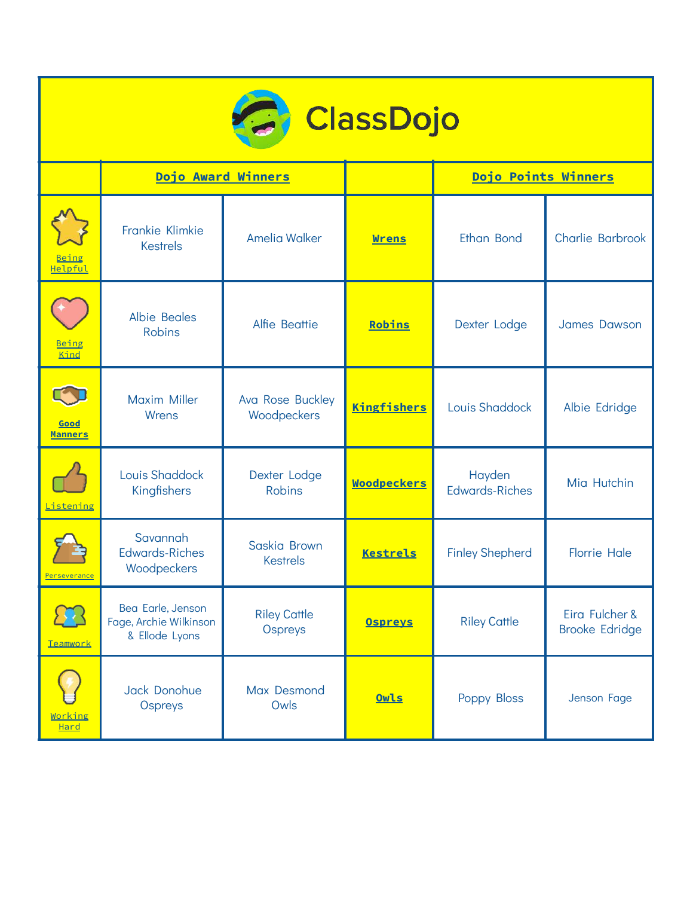# ClassDojo

| | Dojo Award Winners | | | Dojo Points Winners | |
|---|---|---|---|---|---|
| Being Helpful | Frankie Klimkie Kestrels | Amelia Walker | **Wrens** | Ethan Bond | Charlie Barbrook |
| Being Kind | Albie Beales Robins | Alfie Beattie | **Robins** | Dexter Lodge | James Dawson |
| Good Manners | Maxim Miller Wrens | Ava Rose Buckley Woodpeckers | **Kingfishers** | Louis Shaddock | Albie Edridge |
| Listening | Louis Shaddock Kingfishers | Dexter Lodge Robins | **Woodpeckers** | Hayden Edwards-Riches | Mia Hutchin |
| Perseverance | Savannah Edwards-Riches Woodpeckers | Saskia Brown Kestrels | **Kestrels** | Finley Shepherd | Florrie Hale |
| Teamwork | Bea Earle, Jenson Fage, Archie Wilkinson & Ellode Lyons | Riley Cattle Ospreys | **Ospreys** | Riley Cattle | Eira Fulcher & Brooke Edridge |
| Working Hard | Jack Donohue Ospreys | Max Desmond Owls | **Owls** | Poppy Bloss | Jenson Fage |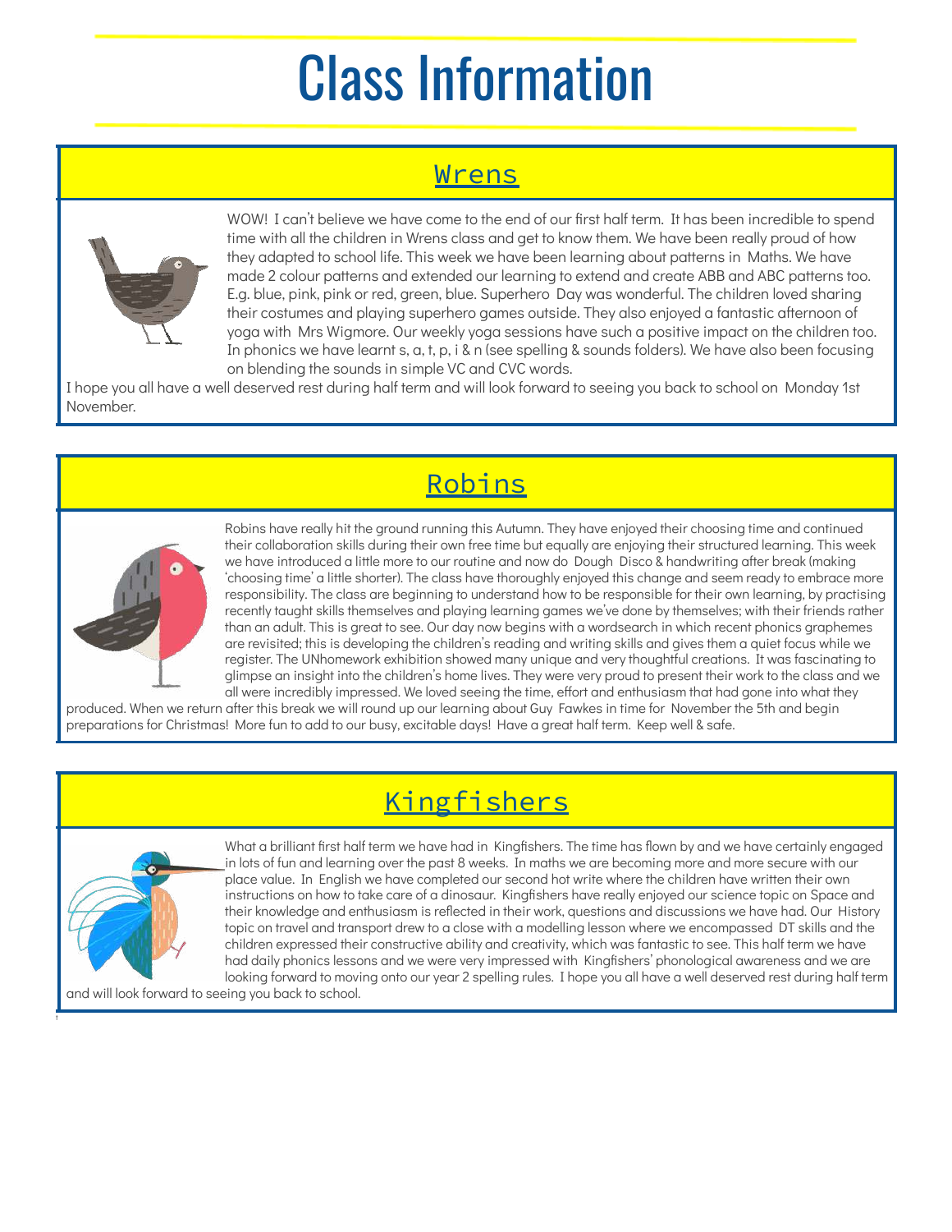# Class Information

## Wrens

WOW! I can't believe we have come to the end of our first half term. It has been incredible to spend time with all the children in Wrens class and get to know them. We have been really proud of how they adapted to school life. This week we have been learning about patterns in Maths. We have made 2 colour patterns and extended our learning to extend and create ABB and ABC patterns too. E.g. blue, pink, pink or red, green, blue. Superhero Day was wonderful. The children loved sharing their costumes and playing superhero games outside. They also enjoyed a fantastic afternoon of yoga with Mrs Wigmore. Our weekly yoga sessions have such a positive impact on the children too. In phonics we have learnt s, a, t, p, i & n (see spelling & sounds folders). We have also been focusing on blending the sounds in simple VC and CVC words.

I hope you all have a well deserved rest during half term and will look forward to seeing you back to school on Monday 1st November.

## Robins

Robins have really hit the ground running this Autumn. They have enjoyed their choosing time and continued their collaboration skills during their own free time but equally are enjoying their structured learning. This week we have introduced a little more to our routine and now do Dough Disco & handwriting after break (making 'choosing time' a little shorter). The class have thoroughly enjoyed this change and seem ready to embrace more responsibility. The class are beginning to understand how to be responsible for their own learning, by practising recently taught skills themselves and playing learning games we've done by themselves; with their friends rather than an adult. This is great to see. Our day now begins with a wordsearch in which recent phonics graphemes are revisited; this is developing the children's reading and writing skills and gives them a quiet focus while we register. The UNhomework exhibition showed many unique and very thoughtful creations. It was fascinating to glimpse an insight into the children's home lives. They were very proud to present their work to the class and we all were incredibly impressed. We loved seeing the time, effort and enthusiasm that had gone into what they produced. When we return after this break we will round up our learning about Guy Fawkes in time for November the 5th and begin preparations for Christmas! More fun to add to our busy, excitable days! Have a great half term. Keep well & safe.

## Kingfishers

What a brilliant first half term we have had in Kingfishers. The time has flown by and we have certainly engaged in lots of fun and learning over the past 8 weeks. In maths we are becoming more and more secure with our place value. In English we have completed our second hot write where the children have written their own instructions on how to take care of a dinosaur. Kingfishers have really enjoyed our science topic on Space and their knowledge and enthusiasm is reflected in their work, questions and discussions we have had. Our History topic on travel and transport drew to a close with a modelling lesson where we encompassed DT skills and the children expressed their constructive ability and creativity, which was fantastic to see. This half term we have had daily phonics lessons and we were very impressed with Kingfishers' phonological awareness and we are looking forward to moving onto our year 2 spelling rules. I hope you all have a well deserved rest during half term and will look forward to seeing you back to school.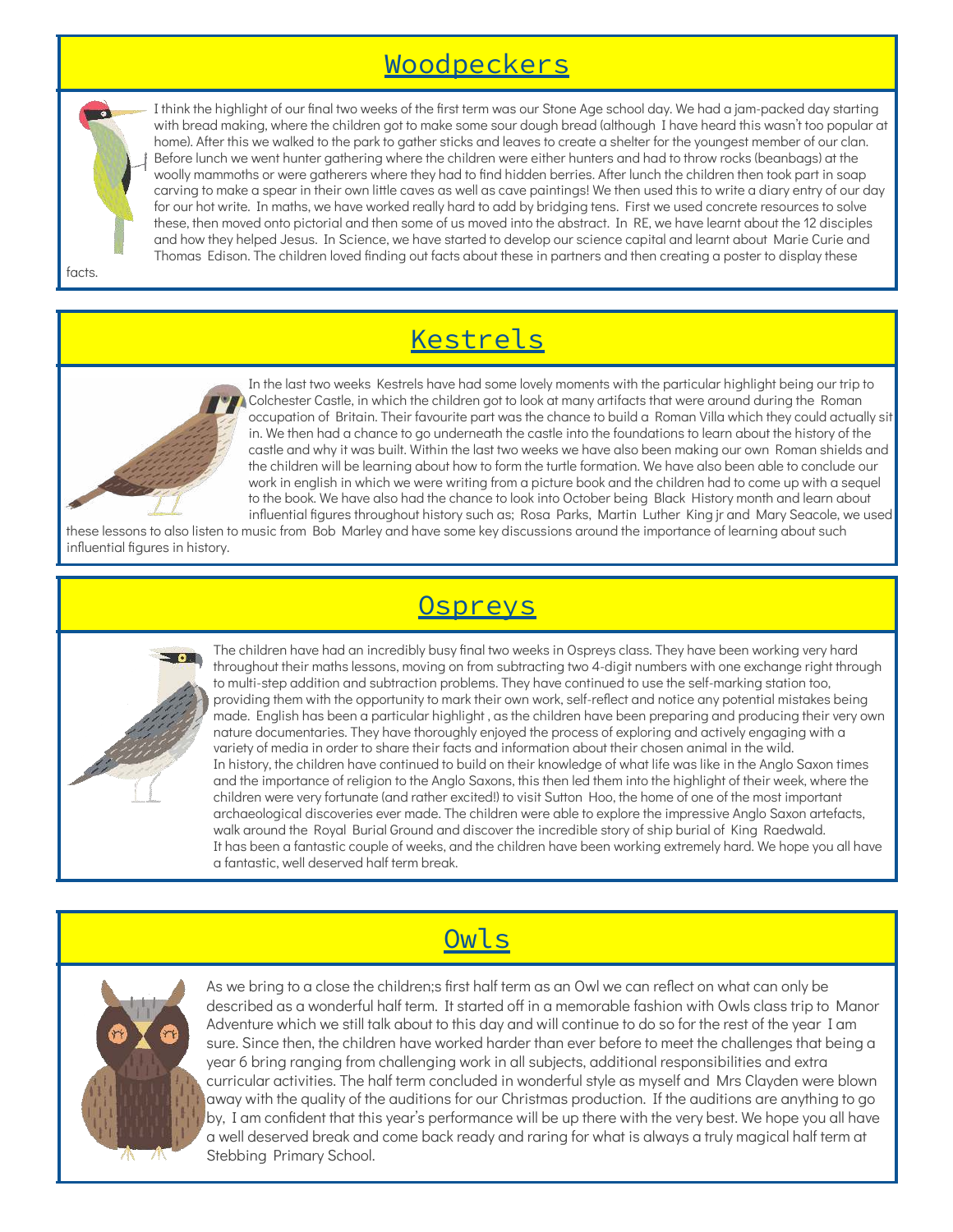## Woodpeckers

I think the highlight of our final two weeks of the first term was our Stone Age school day. We had a jam-packed day starting with bread making, where the children got to make some sour dough bread (although I have heard this wasn't too popular at home). After this we walked to the park to gather sticks and leaves to create a shelter for the youngest member of our clan. Before lunch we went hunter gathering where the children were either hunters and had to throw rocks (beanbags) at the woolly mammoths or were gatherers where they had to find hidden berries. After lunch the children then took part in soap carving to make a spear in their own little caves as well as cave paintings! We then used this to write a diary entry of our day for our hot write. In maths, we have worked really hard to add by bridging tens. First we used concrete resources to solve these, then moved onto pictorial and then some of us moved into the abstract. In RE, we have learnt about the 12 disciples and how they helped Jesus. In Science, we have started to develop our science capital and learnt about Marie Curie and Thomas Edison. The children loved finding out facts about these in partners and then creating a poster to display these facts.

## Kestrels

In the last two weeks Kestrels have had some lovely moments with the particular highlight being our trip to Colchester Castle, in which the children got to look at many artifacts that were around during the Roman occupation of Britain. Their favourite part was the chance to build a Roman Villa which they could actually sit in. We then had a chance to go underneath the castle into the foundations to learn about the history of the castle and why it was built. Within the last two weeks we have also been making our own Roman shields and the children will be learning about how to form the turtle formation. We have also been able to conclude our work in english in which we were writing from a picture book and the children had to come up with a sequel to the book. We have also had the chance to look into October being Black History month and learn about influential figures throughout history such as; Rosa Parks, Martin Luther King jr and Mary Seacole, we used these lessons to also listen to music from Bob Marley and have some key discussions around the importance of learning about such influential figures in history.

## Ospreys

The children have had an incredibly busy final two weeks in Ospreys class. They have been working very hard throughout their maths lessons, moving on from subtracting two 4-digit numbers with one exchange right through to multi-step addition and subtraction problems. They have continued to use the self-marking station too, providing them with the opportunity to mark their own work, self-reflect and notice any potential mistakes being made. English has been a particular highlight , as the children have been preparing and producing their very own nature documentaries. They have thoroughly enjoyed the process of exploring and actively engaging with a variety of media in order to share their facts and information about their chosen animal in the wild.
In history, the children have continued to build on their knowledge of what life was like in the Anglo Saxon times and the importance of religion to the Anglo Saxons, this then led them into the highlight of their week, where the children were very fortunate (and rather excited!) to visit Sutton Hoo, the home of one of the most important archaeological discoveries ever made. The children were able to explore the impressive Anglo Saxon artefacts, walk around the Royal Burial Ground and discover the incredible story of ship burial of King Raedwald.
It has been a fantastic couple of weeks, and the children have been working extremely hard. We hope you all have a fantastic, well deserved half term break.

## Owls

As we bring to a close the children;s first half term as an Owl we can reflect on what can only be described as a wonderful half term. It started off in a memorable fashion with Owls class trip to Manor Adventure which we still talk about to this day and will continue to do so for the rest of the year I am sure. Since then, the children have worked harder than ever before to meet the challenges that being a year 6 bring ranging from challenging work in all subjects, additional responsibilities and extra curricular activities. The half term concluded in wonderful style as myself and Mrs Clayden were blown away with the quality of the auditions for our Christmas production. If the auditions are anything to go by, I am confident that this year's performance will be up there with the very best. We hope you all have a well deserved break and come back ready and raring for what is always a truly magical half term at Stebbing Primary School.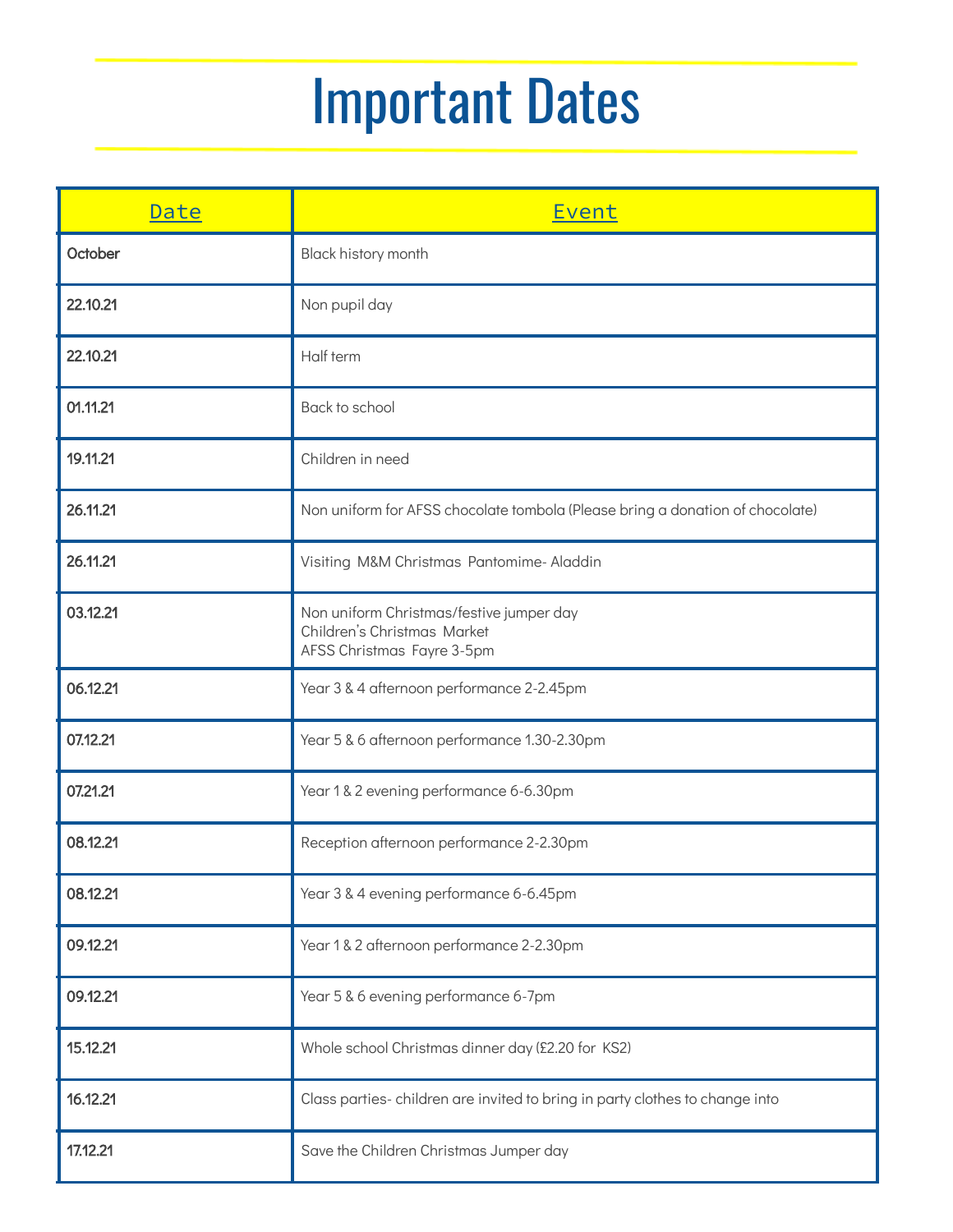# Important Dates

| Date | Event |
| --- | --- |
| October | Black history month |
| 22.10.21 | Non pupil day |
| 22.10.21 | Half term |
| 01.11.21 | Back to school |
| 19.11.21 | Children in need |
| 26.11.21 | Non uniform for AFSS chocolate tombola (Please bring a donation of chocolate) |
| 26.11.21 | Visiting M&M Christmas Pantomime- Aladdin |
| 03.12.21 | Non uniform Christmas/festive jumper day<br>Children's Christmas Market<br>AFSS Christmas Fayre 3-5pm |
| 06.12.21 | Year 3 & 4 afternoon performance 2-2.45pm |
| 07.12.21 | Year 5 & 6 afternoon performance 1.30-2.30pm |
| 07.21.21 | Year 1 & 2 evening performance 6-6.30pm |
| 08.12.21 | Reception afternoon performance 2-2.30pm |
| 08.12.21 | Year 3 & 4 evening performance 6-6.45pm |
| 09.12.21 | Year 1 & 2 afternoon performance 2-2.30pm |
| 09.12.21 | Year 5 & 6 evening performance 6-7pm |
| 15.12.21 | Whole school Christmas dinner day (£2.20 for KS2) |
| 16.12.21 | Class parties- children are invited to bring in party clothes to change into |
| 17.12.21 | Save the Children Christmas Jumper day |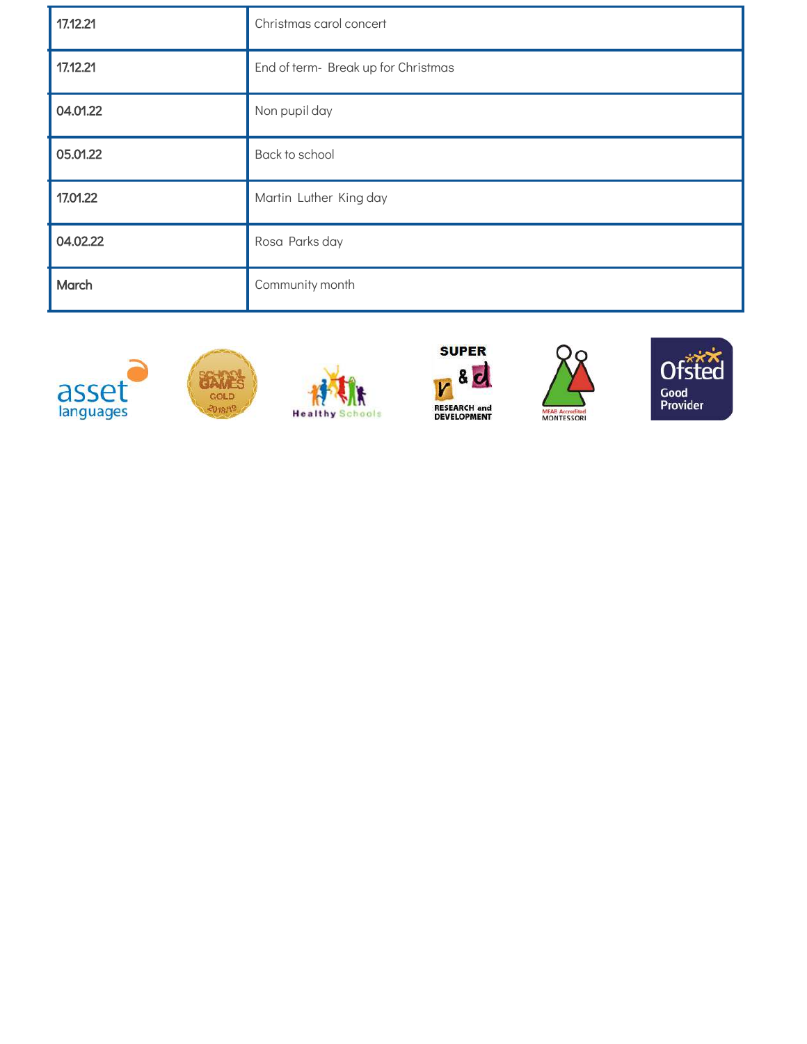| | |
|---|---|
| 17.12.21 | Christmas carol concert |
| 17.12.21 | End of term- Break up for Christmas |
| 04.01.22 | Non pupil day |
| 05.01.22 | Back to school |
| 17.01.22 | Martin Luther King day |
| 04.02.22 | Rosa Parks day |
| March | Community month |